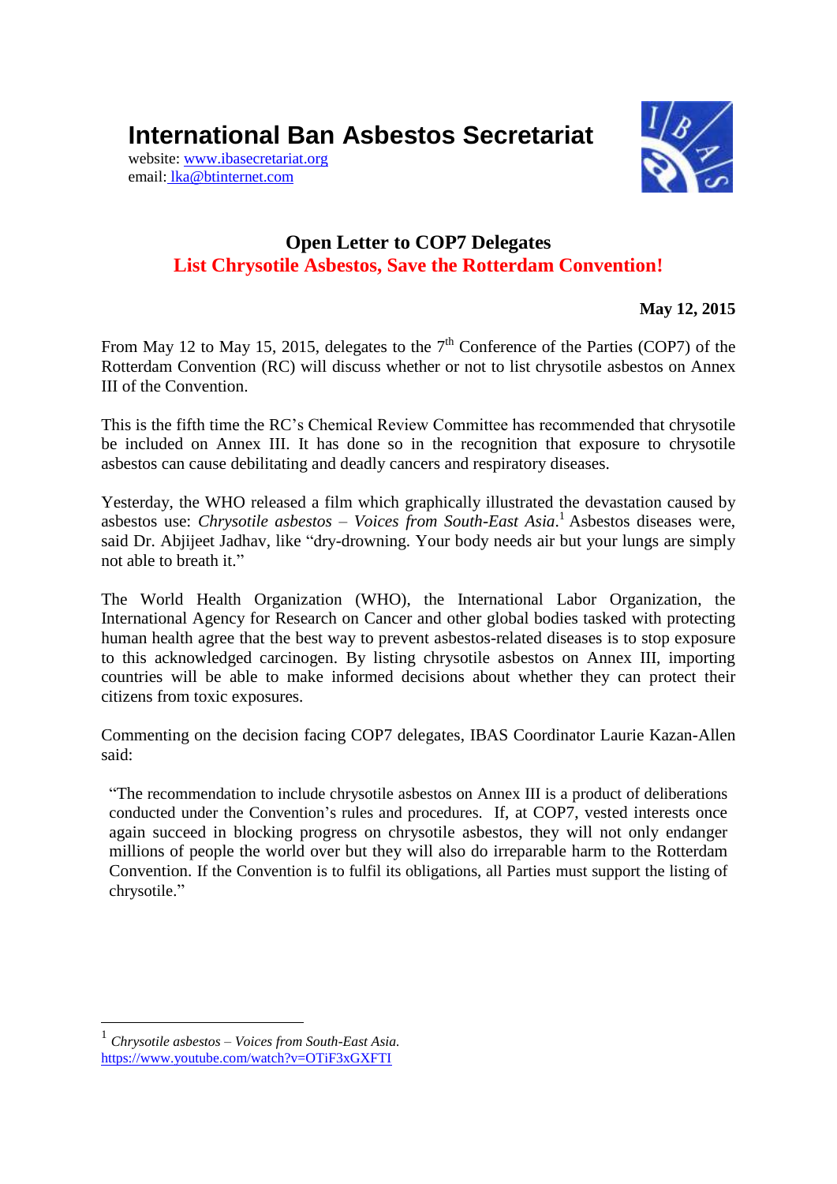# International Ban Asbestos Secretariat

website: [www.ibasecretariat.org](http://www.ibasecretariat.org)
email: [lka@btinternet.com](mailto:lka@btinternet.com)

## Open Letter to COP7 Delegates
## List Chrysotile Asbestos, Save the Rotterdam Convention!

**May 12, 2015**

From May 12 to May 15, 2015, delegates to the 7th Conference of the Parties (COP7) of the Rotterdam Convention (RC) will discuss whether or not to list chrysotile asbestos on Annex III of the Convention.

This is the fifth time the RC's Chemical Review Committee has recommended that chrysotile be included on Annex III. It has done so in the recognition that exposure to chrysotile asbestos can cause debilitating and deadly cancers and respiratory diseases.

Yesterday, the WHO released a film which graphically illustrated the devastation caused by asbestos use: *Chrysotile asbestos – Voices from South-East Asia*.[1] Asbestos diseases were, said Dr. Abjijeet Jadhav, like "dry-drowning. Your body needs air but your lungs are simply not able to breath it."

The World Health Organization (WHO), the International Labor Organization, the International Agency for Research on Cancer and other global bodies tasked with protecting human health agree that the best way to prevent asbestos-related diseases is to stop exposure to this acknowledged carcinogen. By listing chrysotile asbestos on Annex III, importing countries will be able to make informed decisions about whether they can protect their citizens from toxic exposures.

Commenting on the decision facing COP7 delegates, IBAS Coordinator Laurie Kazan-Allen said:

> "The recommendation to include chrysotile asbestos on Annex III is a product of deliberations conducted under the Convention's rules and procedures. If, at COP7, vested interests once again succeed in blocking progress on chrysotile asbestos, they will not only endanger millions of people the world over but they will also do irreparable harm to the Rotterdam Convention. If the Convention is to fulfil its obligations, all Parties must support the listing of chrysotile."

---

[1] *Chrysotile asbestos – Voices from South-East Asia.* [https://www.youtube.com/watch?v=OTiF3xGXFTI](https://www.youtube.com/watch?v=OTiF3xGXFTI)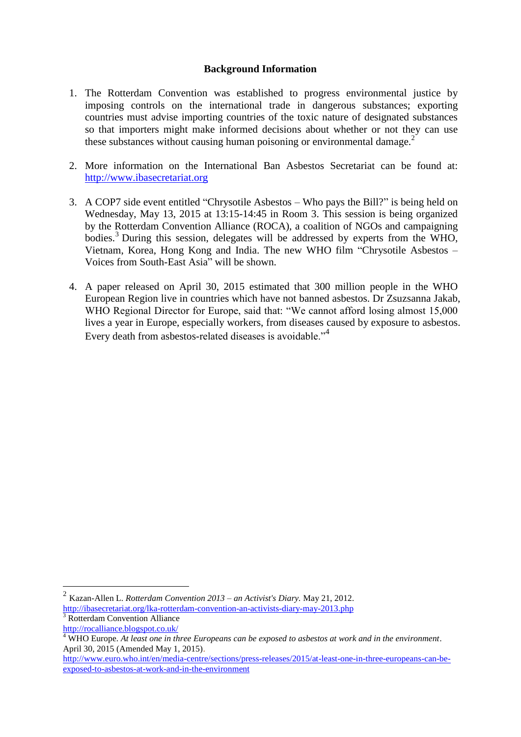**Background Information**

1. The Rotterdam Convention was established to progress environmental justice by imposing controls on the international trade in dangerous substances; exporting countries must advise importing countries of the toxic nature of designated substances so that importers might make informed decisions about whether or not they can use these substances without causing human poisoning or environmental damage.[2]

2. More information on the International Ban Asbestos Secretariat can be found at: http://www.ibasecretariat.org

3. A COP7 side event entitled "Chrysotile Asbestos – Who pays the Bill?" is being held on Wednesday, May 13, 2015 at 13:15-14:45 in Room 3. This session is being organized by the Rotterdam Convention Alliance (ROCA), a coalition of NGOs and campaigning bodies.[3] During this session, delegates will be addressed by experts from the WHO, Vietnam, Korea, Hong Kong and India. The new WHO film "Chrysotile Asbestos – Voices from South-East Asia" will be shown.

4. A paper released on April 30, 2015 estimated that 300 million people in the WHO European Region live in countries which have not banned asbestos. Dr Zsuzsanna Jakab, WHO Regional Director for Europe, said that: "We cannot afford losing almost 15,000 lives a year in Europe, especially workers, from diseases caused by exposure to asbestos. Every death from asbestos-related diseases is avoidable."[4]

---

[2] Kazan-Allen L. *Rotterdam Convention 2013 – an Activist's Diary.* May 21, 2012. http://ibasecretariat.org/lka-rotterdam-convention-an-activists-diary-may-2013.php

[3] Rotterdam Convention Alliance http://rocalliance.blogspot.co.uk/

[4] WHO Europe. *At least one in three Europeans can be exposed to asbestos at work and in the environment*. April 30, 2015 (Amended May 1, 2015). http://www.euro.who.int/en/media-centre/sections/press-releases/2015/at-least-one-in-three-europeans-can-be-exposed-to-asbestos-at-work-and-in-the-environment